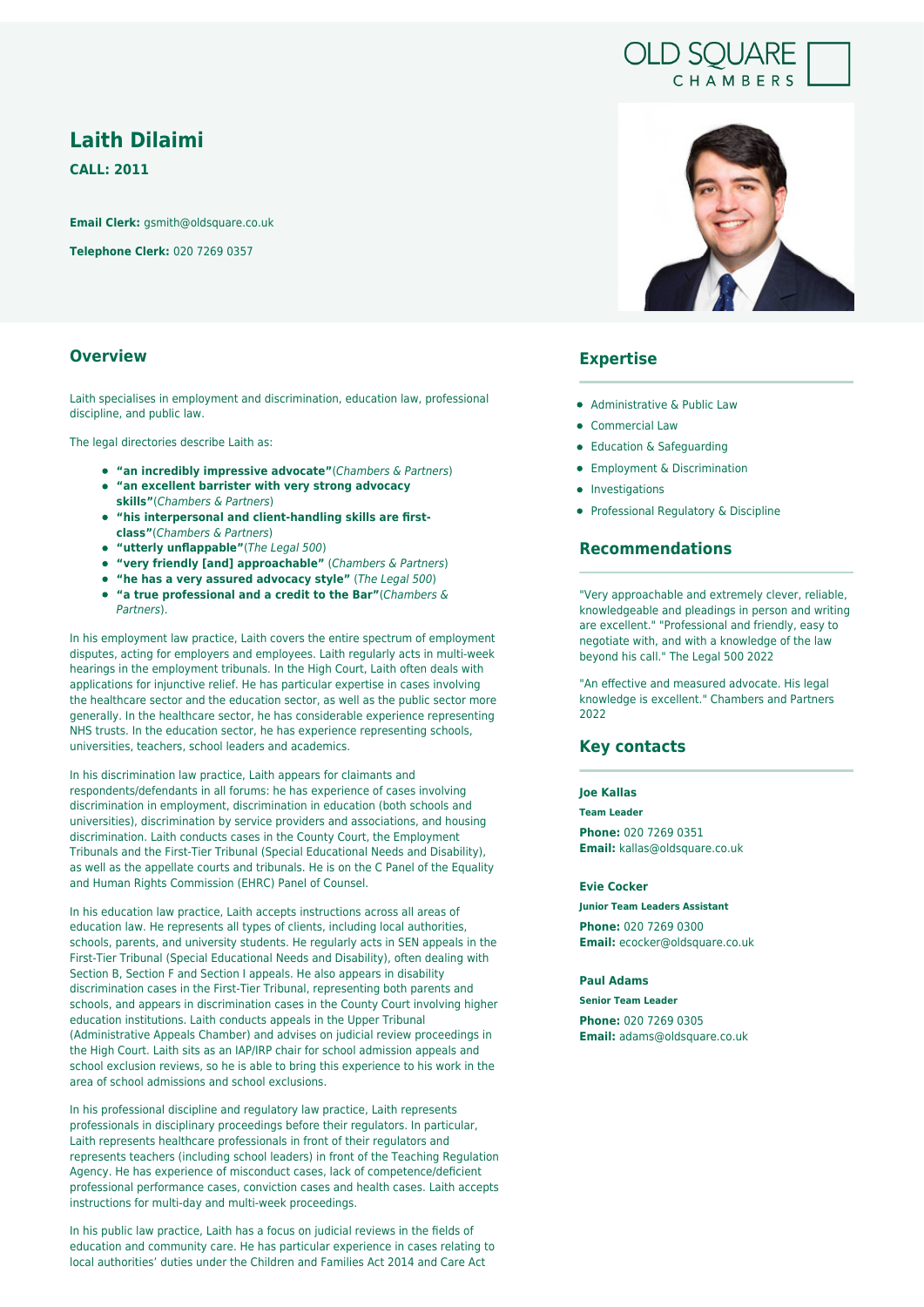OLD SQUARE CHAMBERS

# Laith Dilaimi

**CALL: 2011**

**Email Clerk:** gsmith@oldsquare.co.uk

**Telephone Clerk:** 020 7269 0357

## Overview

Laith specialises in employment and discrimination, education law, professional discipline, and public law.

The legal directories describe Laith as:

- **"an incredibly impressive advocate"**(*Chambers & Partners*)
- **"an excellent barrister with very strong advocacy skills"**(*Chambers & Partners*)
- **"his interpersonal and client-handling skills are first-class"**(*Chambers & Partners*)
- **"utterly unflappable"**(*The Legal 500*)
- **"very friendly [and] approachable"** (*Chambers & Partners*)
- **"he has a very assured advocacy style"** (*The Legal 500*)
- **"a true professional and a credit to the Bar"**(*Chambers & Partners*).

In his employment law practice, Laith covers the entire spectrum of employment disputes, acting for employers and employees. Laith regularly acts in multi-week hearings in the employment tribunals. In the High Court, Laith often deals with applications for injunctive relief. He has particular expertise in cases involving the healthcare sector and the education sector, as well as the public sector more generally. In the healthcare sector, he has considerable experience representing NHS trusts. In the education sector, he has experience representing schools, universities, teachers, school leaders and academics.

In his discrimination law practice, Laith appears for claimants and respondents/defendants in all forums: he has experience of cases involving discrimination in employment, discrimination in education (both schools and universities), discrimination by service providers and associations, and housing discrimination. Laith conducts cases in the County Court, the Employment Tribunals and the First-Tier Tribunal (Special Educational Needs and Disability), as well as the appellate courts and tribunals. He is on the C Panel of the Equality and Human Rights Commission (EHRC) Panel of Counsel.

In his education law practice, Laith accepts instructions across all areas of education law. He represents all types of clients, including local authorities, schools, parents, and university students. He regularly acts in SEN appeals in the First-Tier Tribunal (Special Educational Needs and Disability), often dealing with Section B, Section F and Section I appeals. He also appears in disability discrimination cases in the First-Tier Tribunal, representing both parents and schools, and appears in discrimination cases in the County Court involving higher education institutions. Laith conducts appeals in the Upper Tribunal (Administrative Appeals Chamber) and advises on judicial review proceedings in the High Court. Laith sits as an IAP/IRP chair for school admission appeals and school exclusion reviews, so he is able to bring this experience to his work in the area of school admissions and school exclusions.

In his professional discipline and regulatory law practice, Laith represents professionals in disciplinary proceedings before their regulators. In particular, Laith represents healthcare professionals in front of their regulators and represents teachers (including school leaders) in front of the Teaching Regulation Agency. He has experience of misconduct cases, lack of competence/deficient professional performance cases, conviction cases and health cases. Laith accepts instructions for multi-day and multi-week proceedings.

In his public law practice, Laith has a focus on judicial reviews in the fields of education and community care. He has particular experience in cases relating to local authorities' duties under the Children and Families Act 2014 and Care Act

## Expertise

- Administrative & Public Law
- Commercial Law
- Education & Safeguarding
- Employment & Discrimination
- Investigations
- Professional Regulatory & Discipline

## Recommendations

"Very approachable and extremely clever, reliable, knowledgeable and pleadings in person and writing are excellent." "Professional and friendly, easy to negotiate with, and with a knowledge of the law beyond his call." The Legal 500 2022

"An effective and measured advocate. His legal knowledge is excellent." Chambers and Partners 2022

## Key contacts

**Joe Kallas**
**Team Leader**
**Phone:** 020 7269 0351
**Email:** kallas@oldsquare.co.uk

**Evie Cocker**
**Junior Team Leaders Assistant**
**Phone:** 020 7269 0300
**Email:** ecocker@oldsquare.co.uk

**Paul Adams**
**Senior Team Leader**
**Phone:** 020 7269 0305
**Email:** adams@oldsquare.co.uk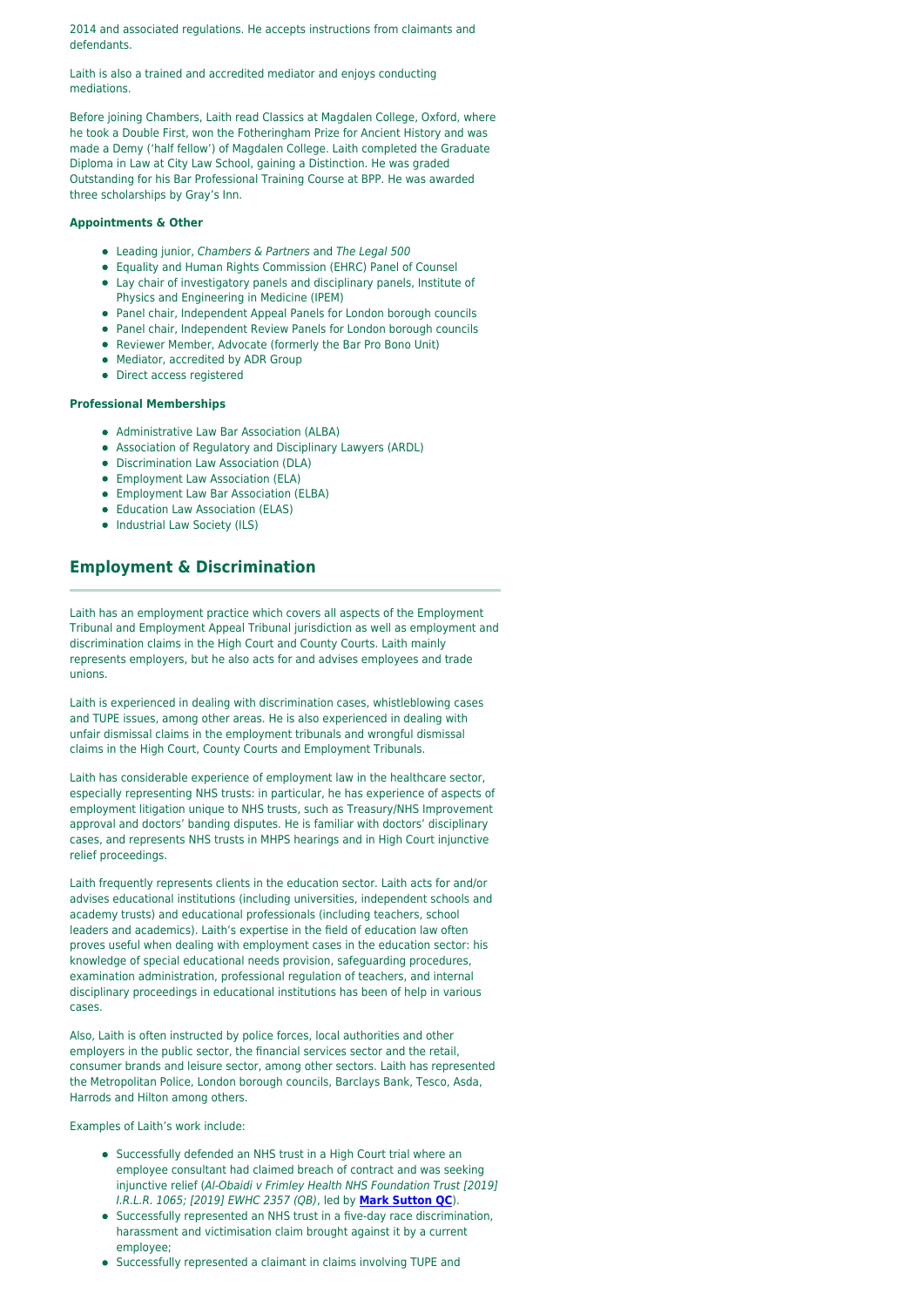2014 and associated regulations. He accepts instructions from claimants and defendants.

Laith is also a trained and accredited mediator and enjoys conducting mediations.

Before joining Chambers, Laith read Classics at Magdalen College, Oxford, where he took a Double First, won the Fotheringham Prize for Ancient History and was made a Demy ('half fellow') of Magdalen College. Laith completed the Graduate Diploma in Law at City Law School, gaining a Distinction. He was graded Outstanding for his Bar Professional Training Course at BPP. He was awarded three scholarships by Gray's Inn.

**Appointments & Other**

- Leading junior, *Chambers & Partners* and *The Legal 500*
- Equality and Human Rights Commission (EHRC) Panel of Counsel
- Lay chair of investigatory panels and disciplinary panels, Institute of Physics and Engineering in Medicine (IPEM)
- Panel chair, Independent Appeal Panels for London borough councils
- Panel chair, Independent Review Panels for London borough councils
- Reviewer Member, Advocate (formerly the Bar Pro Bono Unit)
- Mediator, accredited by ADR Group
- Direct access registered

**Professional Memberships**

- Administrative Law Bar Association (ALBA)
- Association of Regulatory and Disciplinary Lawyers (ARDL)
- Discrimination Law Association (DLA)
- Employment Law Association (ELA)
- Employment Law Bar Association (ELBA)
- Education Law Association (ELAS)
- Industrial Law Society (ILS)

## Employment & Discrimination

Laith has an employment practice which covers all aspects of the Employment Tribunal and Employment Appeal Tribunal jurisdiction as well as employment and discrimination claims in the High Court and County Courts. Laith mainly represents employers, but he also acts for and advises employees and trade unions.

Laith is experienced in dealing with discrimination cases, whistleblowing cases and TUPE issues, among other areas. He is also experienced in dealing with unfair dismissal claims in the employment tribunals and wrongful dismissal claims in the High Court, County Courts and Employment Tribunals.

Laith has considerable experience of employment law in the healthcare sector, especially representing NHS trusts: in particular, he has experience of aspects of employment litigation unique to NHS trusts, such as Treasury/NHS Improvement approval and doctors' banding disputes. He is familiar with doctors' disciplinary cases, and represents NHS trusts in MHPS hearings and in High Court injunctive relief proceedings.

Laith frequently represents clients in the education sector. Laith acts for and/or advises educational institutions (including universities, independent schools and academy trusts) and educational professionals (including teachers, school leaders and academics). Laith's expertise in the field of education law often proves useful when dealing with employment cases in the education sector: his knowledge of special educational needs provision, safeguarding procedures, examination administration, professional regulation of teachers, and internal disciplinary proceedings in educational institutions has been of help in various cases.

Also, Laith is often instructed by police forces, local authorities and other employers in the public sector, the financial services sector and the retail, consumer brands and leisure sector, among other sectors. Laith has represented the Metropolitan Police, London borough councils, Barclays Bank, Tesco, Asda, Harrods and Hilton among others.

Examples of Laith's work include:

- Successfully defended an NHS trust in a High Court trial where an employee consultant had claimed breach of contract and was seeking injunctive relief (*Al-Obaidi v Frimley Health NHS Foundation Trust [2019] I.R.L.R. 1065; [2019] EWHC 2357 (QB)*, led by **Mark Sutton QC**).
- Successfully represented an NHS trust in a five-day race discrimination, harassment and victimisation claim brought against it by a current employee;
- Successfully represented a claimant in claims involving TUPE and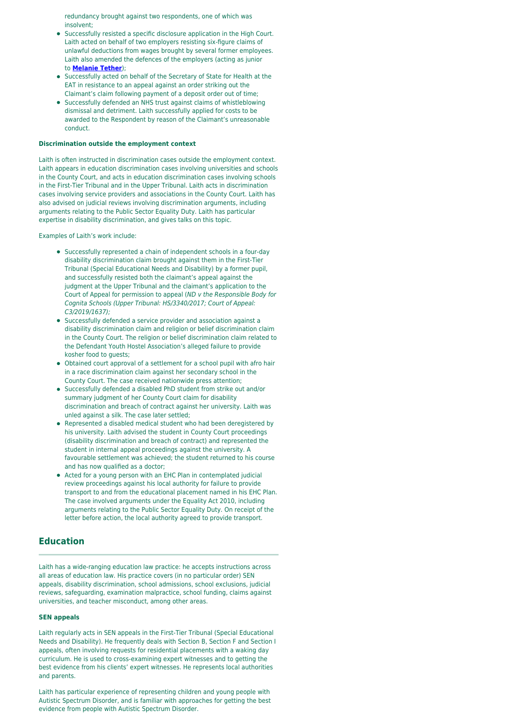- redundancy brought against two respondents, one of which was insolvent;
- Successfully resisted a specific disclosure application in the High Court. Laith acted on behalf of two employers resisting six-figure claims of unlawful deductions from wages brought by several former employees. Laith also amended the defences of the employers (acting as junior to **Melanie Tether**);
- Successfully acted on behalf of the Secretary of State for Health at the EAT in resistance to an appeal against an order striking out the Claimant's claim following payment of a deposit order out of time;
- Successfully defended an NHS trust against claims of whistleblowing dismissal and detriment. Laith successfully applied for costs to be awarded to the Respondent by reason of the Claimant's unreasonable conduct.

#### Discrimination outside the employment context

Laith is often instructed in discrimination cases outside the employment context. Laith appears in education discrimination cases involving universities and schools in the County Court, and acts in education discrimination cases involving schools in the First-Tier Tribunal and in the Upper Tribunal. Laith acts in discrimination cases involving service providers and associations in the County Court. Laith has also advised on judicial reviews involving discrimination arguments, including arguments relating to the Public Sector Equality Duty. Laith has particular expertise in disability discrimination, and gives talks on this topic.

Examples of Laith's work include:

- Successfully represented a chain of independent schools in a four-day disability discrimination claim brought against them in the First-Tier Tribunal (Special Educational Needs and Disability) by a former pupil, and successfully resisted both the claimant's appeal against the judgment at the Upper Tribunal and the claimant's application to the Court of Appeal for permission to appeal (*ND v the Responsible Body for Cognita Schools (Upper Tribunal: HS/3340/2017; Court of Appeal: C3/2019/1637);*
- Successfully defended a service provider and association against a disability discrimination claim and religion or belief discrimination claim in the County Court. The religion or belief discrimination claim related to the Defendant Youth Hostel Association's alleged failure to provide kosher food to guests;
- Obtained court approval of a settlement for a school pupil with afro hair in a race discrimination claim against her secondary school in the County Court. The case received nationwide press attention;
- Successfully defended a disabled PhD student from strike out and/or summary judgment of her County Court claim for disability discrimination and breach of contract against her university. Laith was unled against a silk. The case later settled;
- Represented a disabled medical student who had been deregistered by his university. Laith advised the student in County Court proceedings (disability discrimination and breach of contract) and represented the student in internal appeal proceedings against the university. A favourable settlement was achieved; the student returned to his course and has now qualified as a doctor;
- Acted for a young person with an EHC Plan in contemplated judicial review proceedings against his local authority for failure to provide transport to and from the educational placement named in his EHC Plan. The case involved arguments under the Equality Act 2010, including arguments relating to the Public Sector Equality Duty. On receipt of the letter before action, the local authority agreed to provide transport.

## Education

Laith has a wide-ranging education law practice: he accepts instructions across all areas of education law. His practice covers (in no particular order) SEN appeals, disability discrimination, school admissions, school exclusions, judicial reviews, safeguarding, examination malpractice, school funding, claims against universities, and teacher misconduct, among other areas.

#### SEN appeals

Laith regularly acts in SEN appeals in the First-Tier Tribunal (Special Educational Needs and Disability). He frequently deals with Section B, Section F and Section I appeals, often involving requests for residential placements with a waking day curriculum. He is used to cross-examining expert witnesses and to getting the best evidence from his clients' expert witnesses. He represents local authorities and parents.

Laith has particular experience of representing children and young people with Autistic Spectrum Disorder, and is familiar with approaches for getting the best evidence from people with Autistic Spectrum Disorder.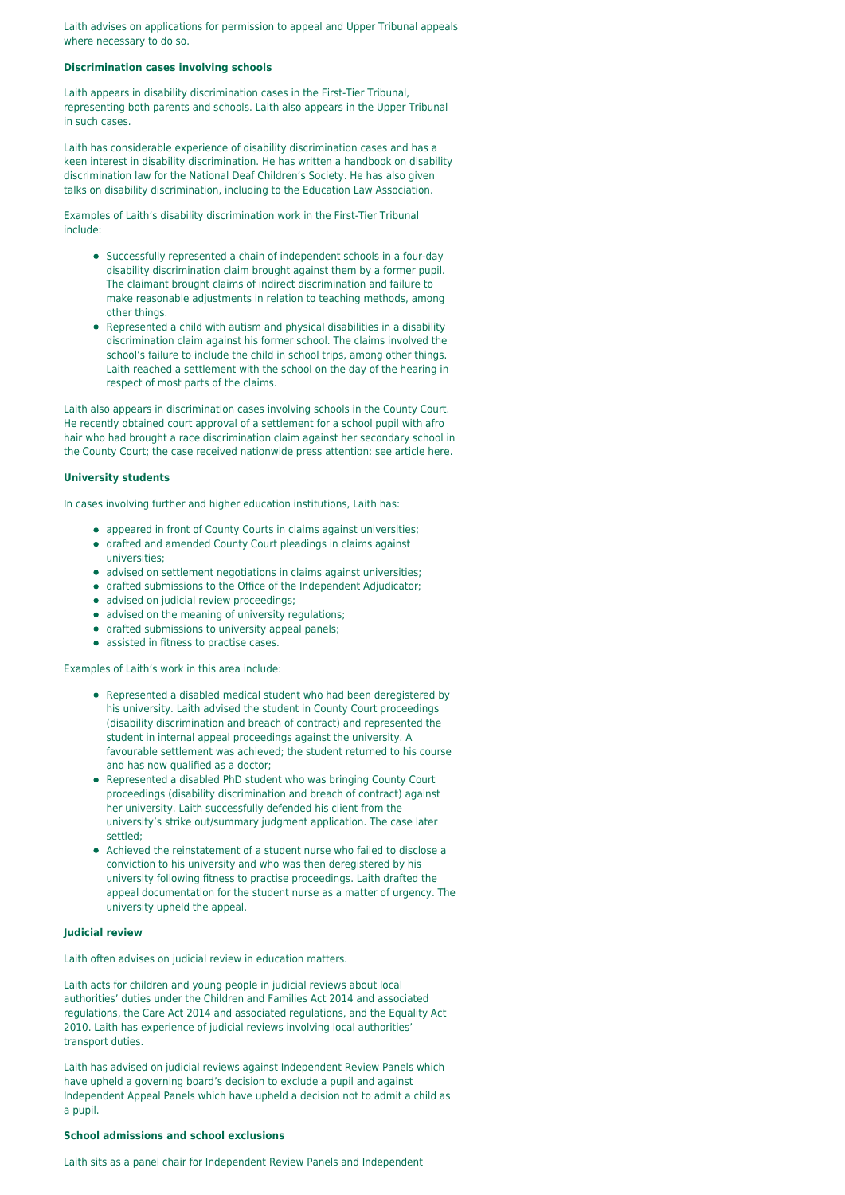Laith advises on applications for permission to appeal and Upper Tribunal appeals where necessary to do so.

### Discrimination cases involving schools

Laith appears in disability discrimination cases in the First-Tier Tribunal, representing both parents and schools. Laith also appears in the Upper Tribunal in such cases.

Laith has considerable experience of disability discrimination cases and has a keen interest in disability discrimination. He has written a handbook on disability discrimination law for the National Deaf Children's Society. He has also given talks on disability discrimination, including to the Education Law Association.

Examples of Laith's disability discrimination work in the First-Tier Tribunal include:

- Successfully represented a chain of independent schools in a four-day disability discrimination claim brought against them by a former pupil. The claimant brought claims of indirect discrimination and failure to make reasonable adjustments in relation to teaching methods, among other things.
- Represented a child with autism and physical disabilities in a disability discrimination claim against his former school. The claims involved the school's failure to include the child in school trips, among other things. Laith reached a settlement with the school on the day of the hearing in respect of most parts of the claims.

Laith also appears in discrimination cases involving schools in the County Court. He recently obtained court approval of a settlement for a school pupil with afro hair who had brought a race discrimination claim against her secondary school in the County Court; the case received nationwide press attention: see article here.

### University students

In cases involving further and higher education institutions, Laith has:

- appeared in front of County Courts in claims against universities;
- drafted and amended County Court pleadings in claims against universities;
- advised on settlement negotiations in claims against universities;
- drafted submissions to the Office of the Independent Adjudicator;
- advised on judicial review proceedings;
- advised on the meaning of university regulations;
- drafted submissions to university appeal panels;
- assisted in fitness to practise cases.

Examples of Laith's work in this area include:

- Represented a disabled medical student who had been deregistered by his university. Laith advised the student in County Court proceedings (disability discrimination and breach of contract) and represented the student in internal appeal proceedings against the university. A favourable settlement was achieved; the student returned to his course and has now qualified as a doctor;
- Represented a disabled PhD student who was bringing County Court proceedings (disability discrimination and breach of contract) against her university. Laith successfully defended his client from the university's strike out/summary judgment application. The case later settled;
- Achieved the reinstatement of a student nurse who failed to disclose a conviction to his university and who was then deregistered by his university following fitness to practise proceedings. Laith drafted the appeal documentation for the student nurse as a matter of urgency. The university upheld the appeal.

### Judicial review

Laith often advises on judicial review in education matters.

Laith acts for children and young people in judicial reviews about local authorities' duties under the Children and Families Act 2014 and associated regulations, the Care Act 2014 and associated regulations, and the Equality Act 2010. Laith has experience of judicial reviews involving local authorities' transport duties.

Laith has advised on judicial reviews against Independent Review Panels which have upheld a governing board's decision to exclude a pupil and against Independent Appeal Panels which have upheld a decision not to admit a child as a pupil.

### School admissions and school exclusions

Laith sits as a panel chair for Independent Review Panels and Independent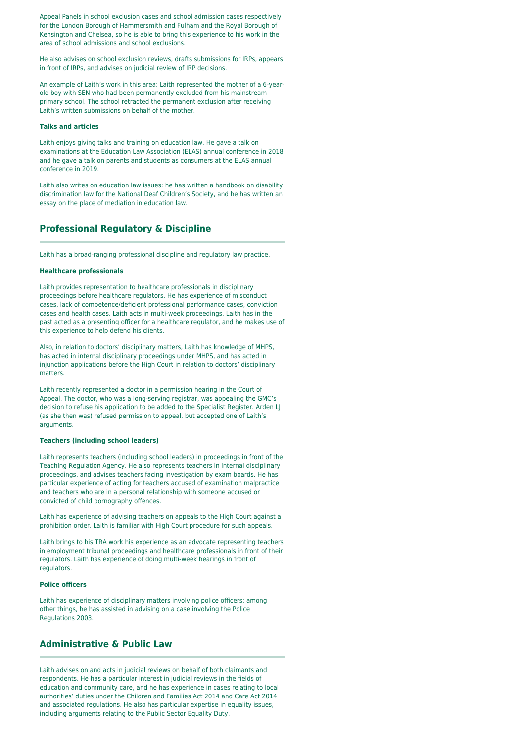Appeal Panels in school exclusion cases and school admission cases respectively for the London Borough of Hammersmith and Fulham and the Royal Borough of Kensington and Chelsea, so he is able to bring this experience to his work in the area of school admissions and school exclusions.

He also advises on school exclusion reviews, drafts submissions for IRPs, appears in front of IRPs, and advises on judicial review of IRP decisions.

An example of Laith's work in this area: Laith represented the mother of a 6-year-old boy with SEN who had been permanently excluded from his mainstream primary school. The school retracted the permanent exclusion after receiving Laith's written submissions on behalf of the mother.

**Talks and articles**

Laith enjoys giving talks and training on education law. He gave a talk on examinations at the Education Law Association (ELAS) annual conference in 2018 and he gave a talk on parents and students as consumers at the ELAS annual conference in 2019.

Laith also writes on education law issues: he has written a handbook on disability discrimination law for the National Deaf Children's Society, and he has written an essay on the place of mediation in education law.

## Professional Regulatory & Discipline

Laith has a broad-ranging professional discipline and regulatory law practice.

**Healthcare professionals**

Laith provides representation to healthcare professionals in disciplinary proceedings before healthcare regulators. He has experience of misconduct cases, lack of competence/deficient professional performance cases, conviction cases and health cases. Laith acts in multi-week proceedings. Laith has in the past acted as a presenting officer for a healthcare regulator, and he makes use of this experience to help defend his clients.

Also, in relation to doctors' disciplinary matters, Laith has knowledge of MHPS, has acted in internal disciplinary proceedings under MHPS, and has acted in injunction applications before the High Court in relation to doctors' disciplinary matters.

Laith recently represented a doctor in a permission hearing in the Court of Appeal. The doctor, who was a long-serving registrar, was appealing the GMC's decision to refuse his application to be added to the Specialist Register. Arden LJ (as she then was) refused permission to appeal, but accepted one of Laith's arguments.

**Teachers (including school leaders)**

Laith represents teachers (including school leaders) in proceedings in front of the Teaching Regulation Agency. He also represents teachers in internal disciplinary proceedings, and advises teachers facing investigation by exam boards. He has particular experience of acting for teachers accused of examination malpractice and teachers who are in a personal relationship with someone accused or convicted of child pornography offences.

Laith has experience of advising teachers on appeals to the High Court against a prohibition order. Laith is familiar with High Court procedure for such appeals.

Laith brings to his TRA work his experience as an advocate representing teachers in employment tribunal proceedings and healthcare professionals in front of their regulators. Laith has experience of doing multi-week hearings in front of regulators.

**Police officers**

Laith has experience of disciplinary matters involving police officers: among other things, he has assisted in advising on a case involving the Police Regulations 2003.

## Administrative & Public Law

Laith advises on and acts in judicial reviews on behalf of both claimants and respondents. He has a particular interest in judicial reviews in the fields of education and community care, and he has experience in cases relating to local authorities' duties under the Children and Families Act 2014 and Care Act 2014 and associated regulations. He also has particular expertise in equality issues, including arguments relating to the Public Sector Equality Duty.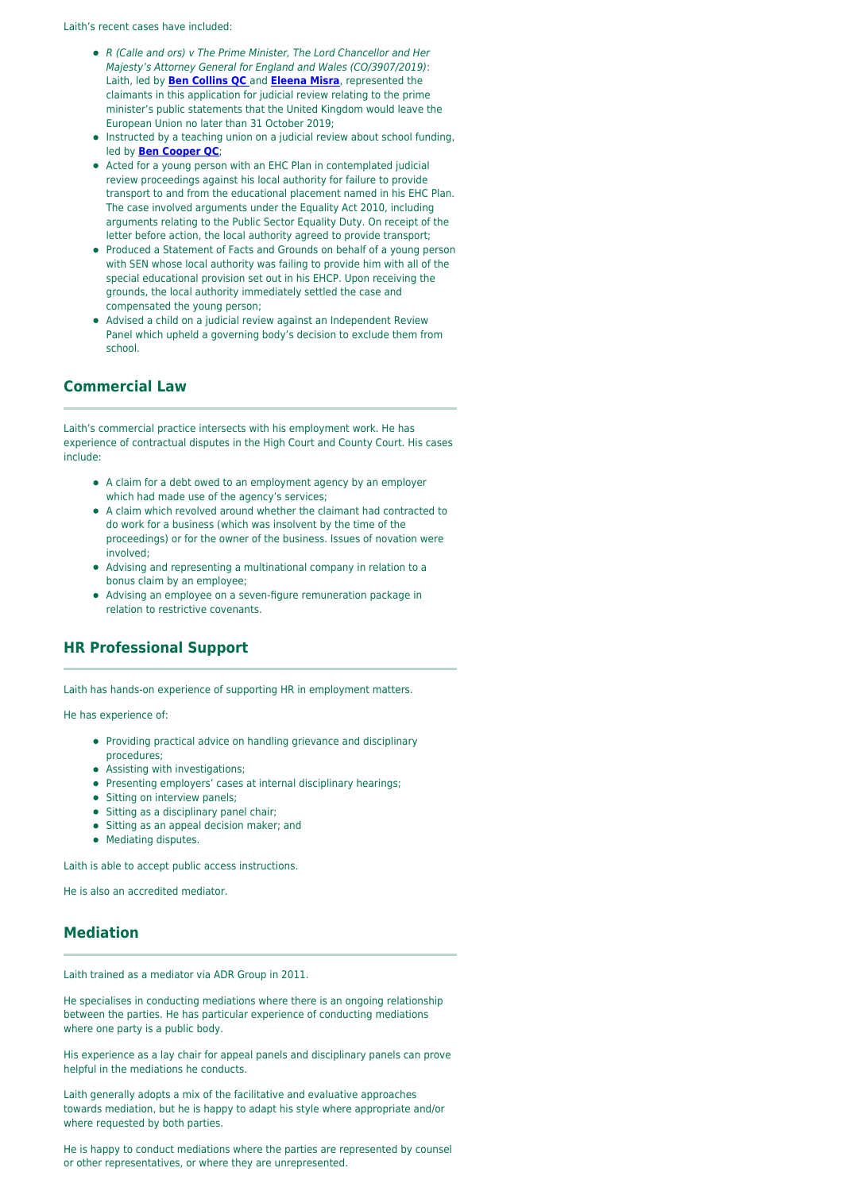Laith's recent cases have included:

- *R (Calle and ors) v The Prime Minister, The Lord Chancellor and Her Majesty's Attorney General for England and Wales (CO/3907/2019)*: Laith, led by **Ben Collins QC** and **Eleena Misra**, represented the claimants in this application for judicial review relating to the prime minister's public statements that the United Kingdom would leave the European Union no later than 31 October 2019;
- Instructed by a teaching union on a judicial review about school funding, led by **Ben Cooper QC**;
- Acted for a young person with an EHC Plan in contemplated judicial review proceedings against his local authority for failure to provide transport to and from the educational placement named in his EHC Plan. The case involved arguments under the Equality Act 2010, including arguments relating to the Public Sector Equality Duty. On receipt of the letter before action, the local authority agreed to provide transport;
- Produced a Statement of Facts and Grounds on behalf of a young person with SEN whose local authority was failing to provide him with all of the special educational provision set out in his EHCP. Upon receiving the grounds, the local authority immediately settled the case and compensated the young person;
- Advised a child on a judicial review against an Independent Review Panel which upheld a governing body's decision to exclude them from school.

## Commercial Law

Laith's commercial practice intersects with his employment work. He has experience of contractual disputes in the High Court and County Court. His cases include:

- A claim for a debt owed to an employment agency by an employer which had made use of the agency's services;
- A claim which revolved around whether the claimant had contracted to do work for a business (which was insolvent by the time of the proceedings) or for the owner of the business. Issues of novation were involved;
- Advising and representing a multinational company in relation to a bonus claim by an employee;
- Advising an employee on a seven-figure remuneration package in relation to restrictive covenants.

## HR Professional Support

Laith has hands-on experience of supporting HR in employment matters.

He has experience of:

- Providing practical advice on handling grievance and disciplinary procedures;
- Assisting with investigations;
- Presenting employers' cases at internal disciplinary hearings;
- Sitting on interview panels;
- Sitting as a disciplinary panel chair;
- Sitting as an appeal decision maker; and
- Mediating disputes.

Laith is able to accept public access instructions.

He is also an accredited mediator.

## Mediation

Laith trained as a mediator via ADR Group in 2011.

He specialises in conducting mediations where there is an ongoing relationship between the parties. He has particular experience of conducting mediations where one party is a public body.

His experience as a lay chair for appeal panels and disciplinary panels can prove helpful in the mediations he conducts.

Laith generally adopts a mix of the facilitative and evaluative approaches towards mediation, but he is happy to adapt his style where appropriate and/or where requested by both parties.

He is happy to conduct mediations where the parties are represented by counsel or other representatives, or where they are unrepresented.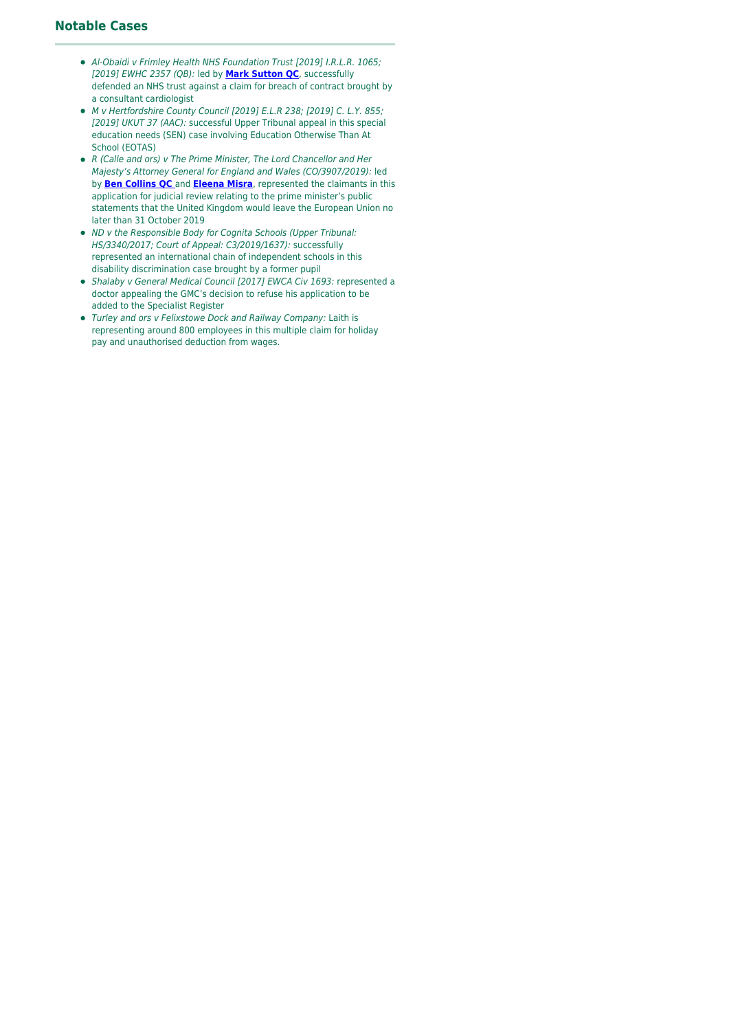## Notable Cases

- *Al-Obaidi v Frimley Health NHS Foundation Trust [2019] I.R.L.R. 1065; [2019] EWHC 2357 (QB):* led by **Mark Sutton QC**, successfully defended an NHS trust against a claim for breach of contract brought by a consultant cardiologist
- *M v Hertfordshire County Council [2019] E.L.R 238; [2019] C. L.Y. 855; [2019] UKUT 37 (AAC):* successful Upper Tribunal appeal in this special education needs (SEN) case involving Education Otherwise Than At School (EOTAS)
- *R (Calle and ors) v The Prime Minister, The Lord Chancellor and Her Majesty's Attorney General for England and Wales (CO/3907/2019):* led by **Ben Collins QC** and **Eleena Misra**, represented the claimants in this application for judicial review relating to the prime minister's public statements that the United Kingdom would leave the European Union no later than 31 October 2019
- *ND v the Responsible Body for Cognita Schools (Upper Tribunal: HS/3340/2017; Court of Appeal: C3/2019/1637):* successfully represented an international chain of independent schools in this disability discrimination case brought by a former pupil
- *Shalaby v General Medical Council [2017] EWCA Civ 1693:* represented a doctor appealing the GMC's decision to refuse his application to be added to the Specialist Register
- *Turley and ors v Felixstowe Dock and Railway Company:* Laith is representing around 800 employees in this multiple claim for holiday pay and unauthorised deduction from wages.